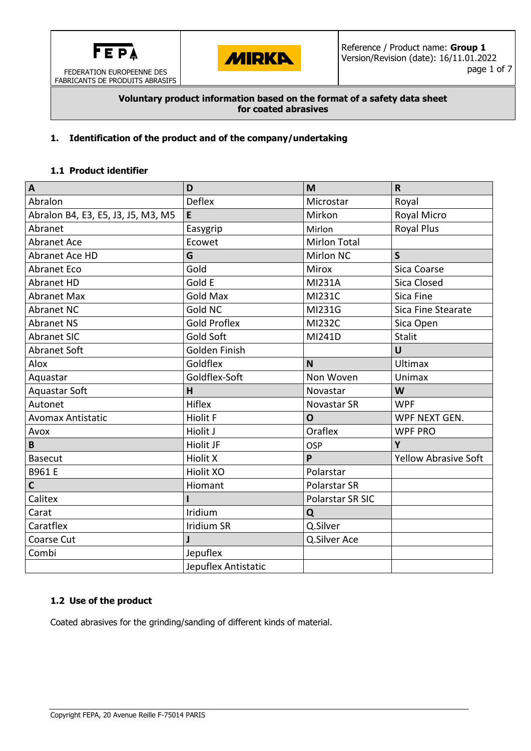FEPA

FEDERATION EUROPEENNE DES FABRICANTS DE PRODUITS ABRASIFS

MIRKA

Reference / Product name: **Group 1**
Version/Revision (date): 16/11.01.2022

**Voluntary product information based on the format of a safety data sheet for coated abrasives**

## 1. Identification of the product and of the company/undertaking

### 1.1 Product identifier

| A | D | M | R |
|---|---|---|---|
| Abralon | Deflex | Microstar | Royal |
| Abralon B4, E3, E5, J3, J5, M3, M5 | **E** | Mirkon | Royal Micro |
| Abranet | Easygrip | Mirlon | Royal Plus |
| Abranet Ace | Ecowet | Mirlon Total | |
| Abranet Ace HD | **G** | Mirlon NC | **S** |
| Abranet Eco | Gold | Mirox | Sica Coarse |
| Abranet HD | Gold E | MI231A | Sica Closed |
| Abranet Max | Gold Max | MI231C | Sica Fine |
| Abranet NC | Gold NC | MI231G | Sica Fine Stearate |
| Abranet NS | Gold Proflex | MI232C | Sica Open |
| Abranet SIC | Gold Soft | MI241D | Stalit |
| Abranet Soft | Golden Finish | | **U** |
| Alox | Goldflex | **N** | Ultimax |
| Aquastar | Goldflex-Soft | Non Woven | Unimax |
| Aquastar Soft | **H** | Novastar | **W** |
| Autonet | Hiflex | Novastar SR | WPF |
| Avomax Antistatic | Hiolit F | **O** | WPF NEXT GEN. |
| Avox | Hiolit J | Oraflex | WPF PRO |
| **B** | Hiolit JF | OSP | **Y** |
| Basecut | Hiolit X | **P** | Yellow Abrasive Soft |
| B961 E | Hiolit XO | Polarstar | |
| **C** | Hiomant | Polarstar SR | |
| Calitex | **I** | Polarstar SR SIC | |
| Carat | Iridium | **Q** | |
| Caratflex | Iridium SR | Q.Silver | |
| Coarse Cut | **J** | Q.Silver Ace | |
| Combi | Jepuflex | | |
| | Jepuflex Antistatic | | |

### 1.2 Use of the product

Coated abrasives for the grinding/sanding of different kinds of material.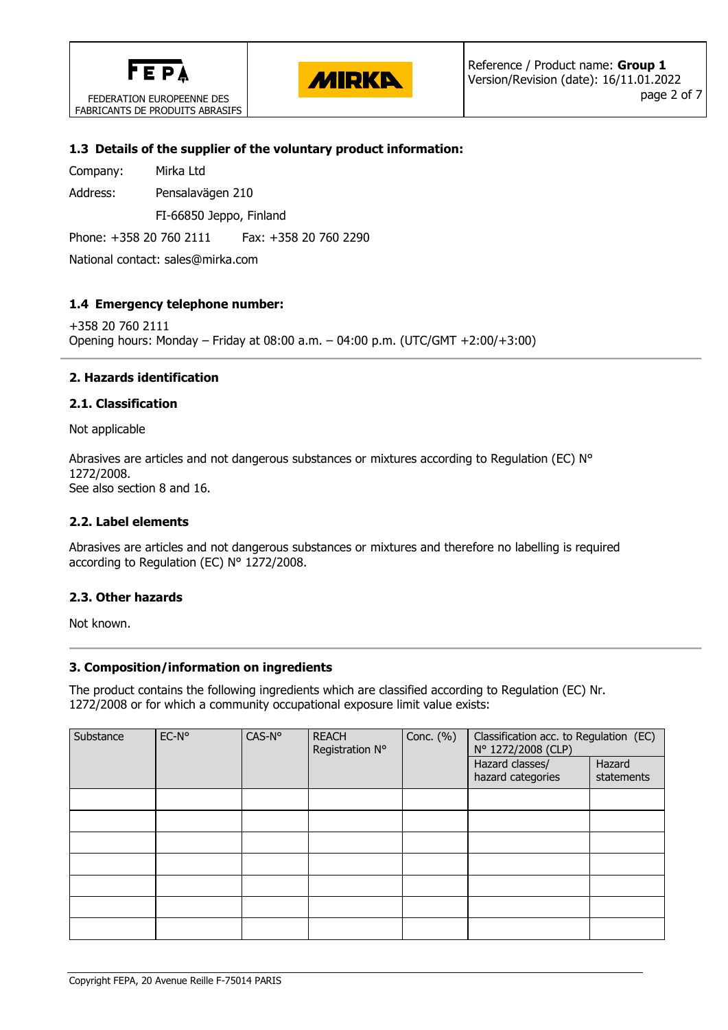### 1.3 Details of the supplier of the voluntary product information:

Company: Mirka Ltd

Address: Pensalavägen 210

FI-66850 Jeppo, Finland

Phone: +358 20 760 2111 Fax: +358 20 760 2290

National contact: sales@mirka.com

### 1.4 Emergency telephone number:

+358 20 760 2111
Opening hours: Monday – Friday at 08:00 a.m. – 04:00 p.m. (UTC/GMT +2:00/+3:00)

## 2. Hazards identification

### 2.1. Classification

Not applicable

Abrasives are articles and not dangerous substances or mixtures according to Regulation (EC) N° 1272/2008.
See also section 8 and 16.

### 2.2. Label elements

Abrasives are articles and not dangerous substances or mixtures and therefore no labelling is required according to Regulation (EC) N° 1272/2008.

### 2.3. Other hazards

Not known.

## 3. Composition/information on ingredients

The product contains the following ingredients which are classified according to Regulation (EC) Nr. 1272/2008 or for which a community occupational exposure limit value exists:

| Substance | EC-N° | CAS-N° | REACH Registration N° | Conc. (%) | Classification acc. to Regulation (EC) N° 1272/2008 (CLP) | |
|---|---|---|---|---|---|---|
| | | | | | Hazard classes/ hazard categories | Hazard statements |
| | | | | | | |
| | | | | | | |
| | | | | | | |
| | | | | | | |
| | | | | | | |
| | | | | | | |
| | | | | | | |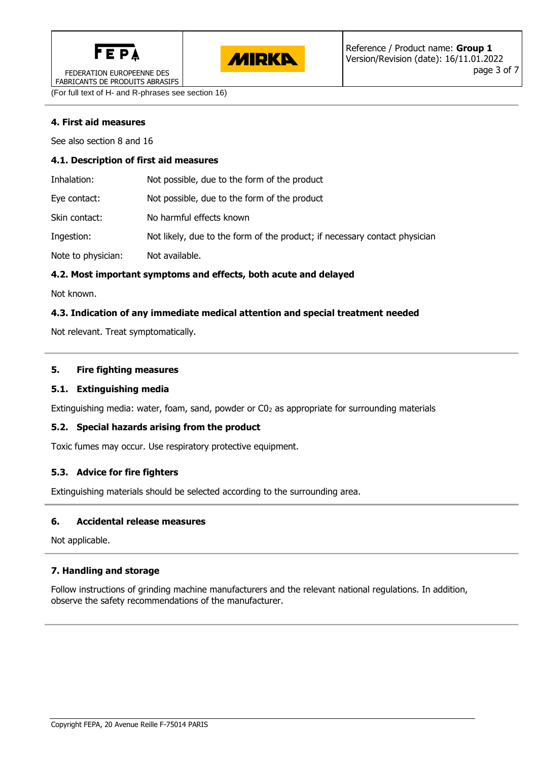(For full text of H- and R-phrases see section 16)

## 4. First aid measures

See also section 8 and 16

### 4.1. Description of first aid measures

| | |
|---|---|
| Inhalation: | Not possible, due to the form of the product |
| Eye contact: | Not possible, due to the form of the product |
| Skin contact: | No harmful effects known |
| Ingestion: | Not likely, due to the form of the product; if necessary contact physician |
| Note to physician: | Not available. |

### 4.2. Most important symptoms and effects, both acute and delayed

Not known.

### 4.3. Indication of any immediate medical attention and special treatment needed

Not relevant. Treat symptomatically.

## 5. Fire fighting measures

### 5.1. Extinguishing media

Extinguishing media: water, foam, sand, powder or $C0_2$ as appropriate for surrounding materials

### 5.2. Special hazards arising from the product

Toxic fumes may occur. Use respiratory protective equipment.

### 5.3. Advice for fire fighters

Extinguishing materials should be selected according to the surrounding area.

## 6. Accidental release measures

Not applicable.

## 7. Handling and storage

Follow instructions of grinding machine manufacturers and the relevant national regulations. In addition, observe the safety recommendations of the manufacturer.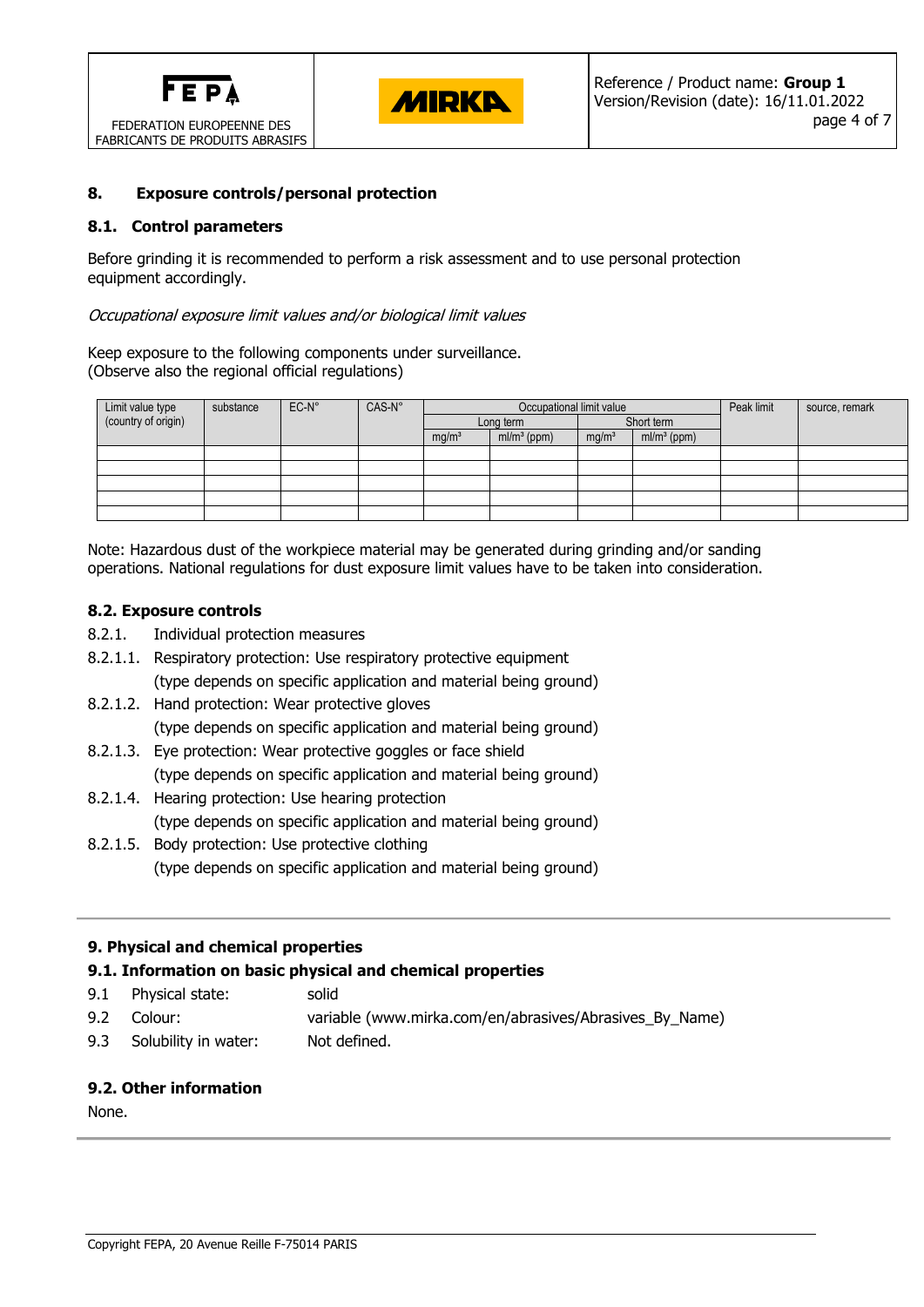## 8. Exposure controls/personal protection

### 8.1. Control parameters

Before grinding it is recommended to perform a risk assessment and to use personal protection equipment accordingly.

*Occupational exposure limit values and/or biological limit values*

Keep exposure to the following components under surveillance.
(Observe also the regional official regulations)

| Limit value type (country of origin) | substance | EC-N° | CAS-N° | Occupational limit value | | | | Peak limit | source, remark |
|---|---|---|---|---|---|---|---|---|---|
| | | | | Long term | | Short term | | | |
| | | | | mg/m³ | ml/m³ (ppm) | mg/m³ | ml/m³ (ppm) | | |
| | | | | | | | | | |
| | | | | | | | | | |
| | | | | | | | | | |
| | | | | | | | | | |
| | | | | | | | | | |

Note: Hazardous dust of the workpiece material may be generated during grinding and/or sanding operations. National regulations for dust exposure limit values have to be taken into consideration.

### 8.2. Exposure controls

8.2.1. Individual protection measures

8.2.1.1. Respiratory protection: Use respiratory protective equipment
(type depends on specific application and material being ground)

8.2.1.2. Hand protection: Wear protective gloves
(type depends on specific application and material being ground)

8.2.1.3. Eye protection: Wear protective goggles or face shield
(type depends on specific application and material being ground)

8.2.1.4. Hearing protection: Use hearing protection
(type depends on specific application and material being ground)

8.2.1.5. Body protection: Use protective clothing
(type depends on specific application and material being ground)

## 9. Physical and chemical properties

### 9.1. Information on basic physical and chemical properties

| | | |
|---|---|---|
| 9.1 | Physical state: | solid |
| 9.2 | Colour: | variable (www.mirka.com/en/abrasives/Abrasives_By_Name) |
| 9.3 | Solubility in water: | Not defined. |

### 9.2. Other information

None.

Copyright FEPA, 20 Avenue Reille F-75014 PARIS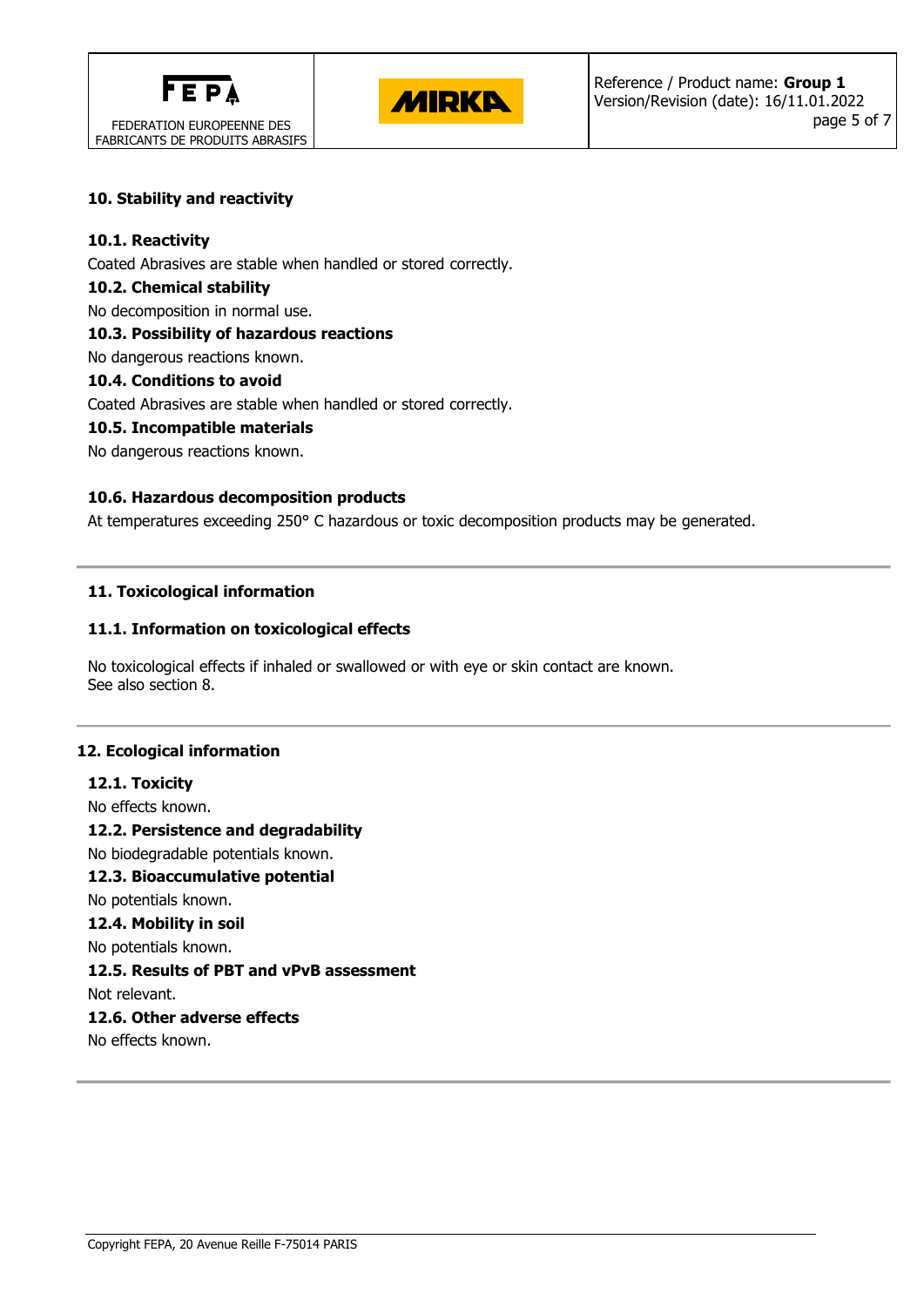## 10. Stability and reactivity

### 10.1. Reactivity

Coated Abrasives are stable when handled or stored correctly.

### 10.2. Chemical stability

No decomposition in normal use.

### 10.3. Possibility of hazardous reactions

No dangerous reactions known.

### 10.4. Conditions to avoid

Coated Abrasives are stable when handled or stored correctly.

### 10.5. Incompatible materials

No dangerous reactions known.

### 10.6. Hazardous decomposition products

At temperatures exceeding 250° C hazardous or toxic decomposition products may be generated.

---

## 11. Toxicological information

### 11.1. Information on toxicological effects

No toxicological effects if inhaled or swallowed or with eye or skin contact are known.
See also section 8.

---

## 12. Ecological information

### 12.1. Toxicity

No effects known.

### 12.2. Persistence and degradability

No biodegradable potentials known.

### 12.3. Bioaccumulative potential

No potentials known.

### 12.4. Mobility in soil

No potentials known.

### 12.5. Results of PBT and vPvB assessment

Not relevant.

### 12.6. Other adverse effects

No effects known.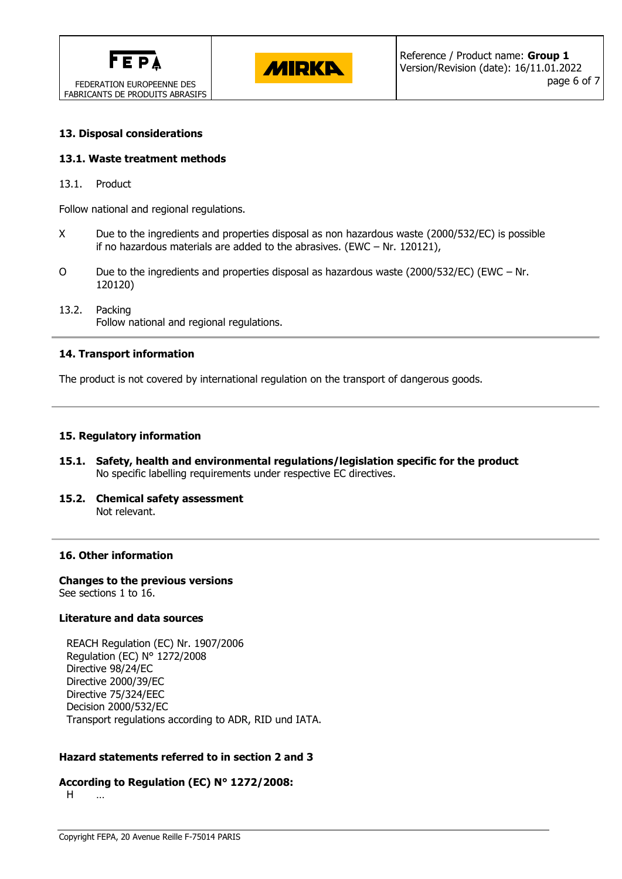## 13. Disposal considerations

### 13.1. Waste treatment methods

13.1. Product

Follow national and regional regulations.

X Due to the ingredients and properties disposal as non hazardous waste (2000/532/EC) is possible if no hazardous materials are added to the abrasives. (EWC – Nr. 120121),

O Due to the ingredients and properties disposal as hazardous waste (2000/532/EC) (EWC – Nr. 120120)

13.2. Packing
Follow national and regional regulations.

## 14. Transport information

The product is not covered by international regulation on the transport of dangerous goods.

## 15. Regulatory information

**15.1. Safety, health and environmental regulations/legislation specific for the product**
No specific labelling requirements under respective EC directives.

**15.2. Chemical safety assessment**
Not relevant.

## 16. Other information

**Changes to the previous versions**
See sections 1 to 16.

**Literature and data sources**

REACH Regulation (EC) Nr. 1907/2006
Regulation (EC) N° 1272/2008
Directive 98/24/EC
Directive 2000/39/EC
Directive 75/324/EEC
Decision 2000/532/EC
Transport regulations according to ADR, RID und IATA.

**Hazard statements referred to in section 2 and 3**

**According to Regulation (EC) N° 1272/2008:**
H …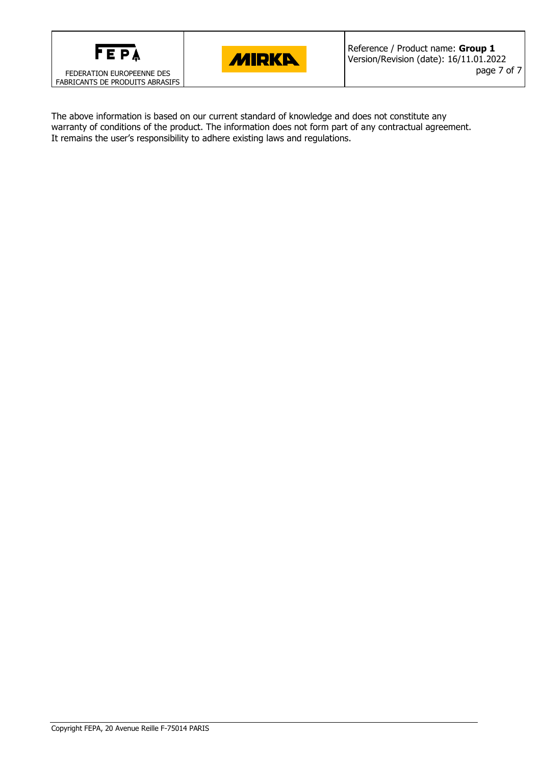The above information is based on our current standard of knowledge and does not constitute any warranty of conditions of the product. The information does not form part of any contractual agreement. It remains the user's responsibility to adhere existing laws and regulations.